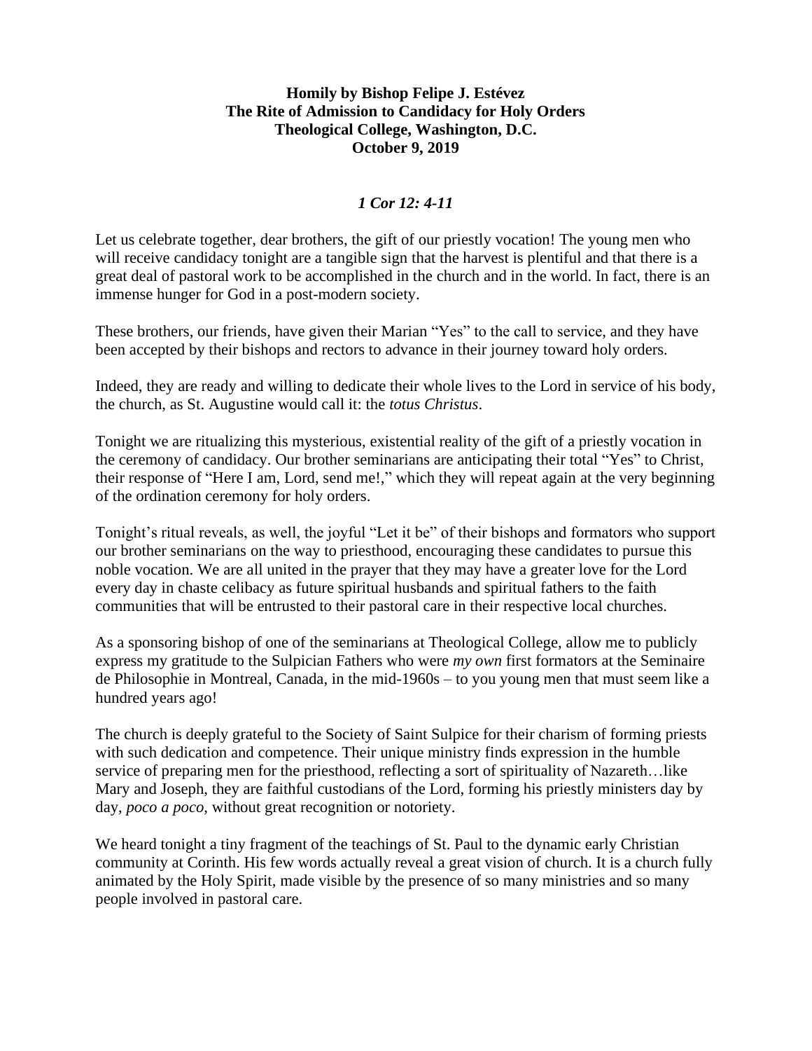**Homily by Bishop Felipe J. Estévez**
**The Rite of Admission to Candidacy for Holy Orders**
**Theological College, Washington, D.C.**
**October 9, 2019**

***1 Cor 12: 4-11***

Let us celebrate together, dear brothers, the gift of our priestly vocation! The young men who will receive candidacy tonight are a tangible sign that the harvest is plentiful and that there is a great deal of pastoral work to be accomplished in the church and in the world. In fact, there is an immense hunger for God in a post-modern society.

These brothers, our friends, have given their Marian "Yes" to the call to service, and they have been accepted by their bishops and rectors to advance in their journey toward holy orders.

Indeed, they are ready and willing to dedicate their whole lives to the Lord in service of his body, the church, as St. Augustine would call it: the *totus Christus*.

Tonight we are ritualizing this mysterious, existential reality of the gift of a priestly vocation in the ceremony of candidacy. Our brother seminarians are anticipating their total "Yes" to Christ, their response of "Here I am, Lord, send me!," which they will repeat again at the very beginning of the ordination ceremony for holy orders.

Tonight's ritual reveals, as well, the joyful "Let it be" of their bishops and formators who support our brother seminarians on the way to priesthood, encouraging these candidates to pursue this noble vocation. We are all united in the prayer that they may have a greater love for the Lord every day in chaste celibacy as future spiritual husbands and spiritual fathers to the faith communities that will be entrusted to their pastoral care in their respective local churches.

As a sponsoring bishop of one of the seminarians at Theological College, allow me to publicly express my gratitude to the Sulpician Fathers who were *my own* first formators at the Seminaire de Philosophie in Montreal, Canada, in the mid-1960s – to you young men that must seem like a hundred years ago!

The church is deeply grateful to the Society of Saint Sulpice for their charism of forming priests with such dedication and competence. Their unique ministry finds expression in the humble service of preparing men for the priesthood, reflecting a sort of spirituality of Nazareth…like Mary and Joseph, they are faithful custodians of the Lord, forming his priestly ministers day by day, *poco a poco,* without great recognition or notoriety.

We heard tonight a tiny fragment of the teachings of St. Paul to the dynamic early Christian community at Corinth. His few words actually reveal a great vision of church. It is a church fully animated by the Holy Spirit, made visible by the presence of so many ministries and so many people involved in pastoral care.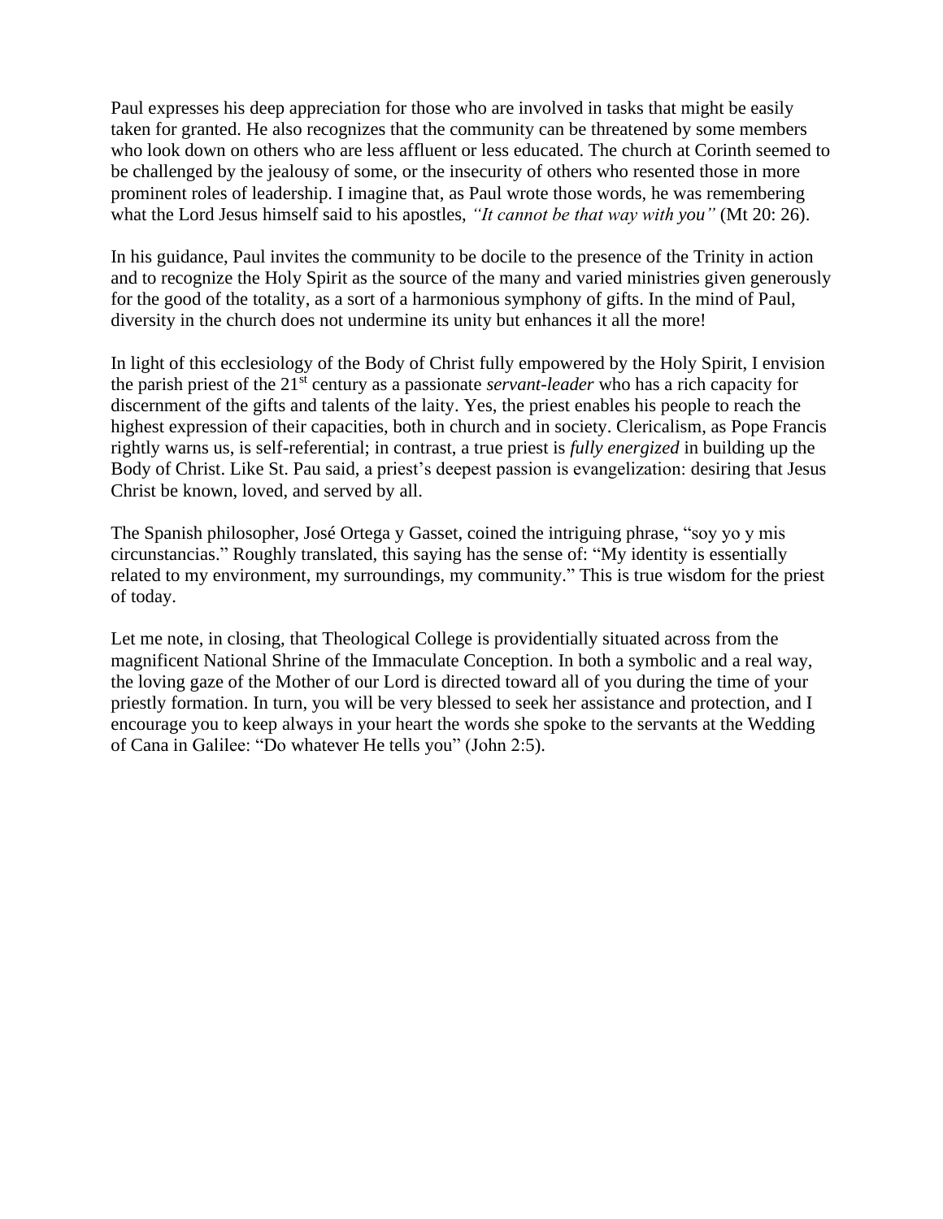Paul expresses his deep appreciation for those who are involved in tasks that might be easily taken for granted. He also recognizes that the community can be threatened by some members who look down on others who are less affluent or less educated. The church at Corinth seemed to be challenged by the jealousy of some, or the insecurity of others who resented those in more prominent roles of leadership. I imagine that, as Paul wrote those words, he was remembering what the Lord Jesus himself said to his apostles, *"It cannot be that way with you"* (Mt 20: 26).

In his guidance, Paul invites the community to be docile to the presence of the Trinity in action and to recognize the Holy Spirit as the source of the many and varied ministries given generously for the good of the totality, as a sort of a harmonious symphony of gifts. In the mind of Paul, diversity in the church does not undermine its unity but enhances it all the more!

In light of this ecclesiology of the Body of Christ fully empowered by the Holy Spirit, I envision the parish priest of the 21st century as a passionate *servant-leader* who has a rich capacity for discernment of the gifts and talents of the laity. Yes, the priest enables his people to reach the highest expression of their capacities, both in church and in society. Clericalism, as Pope Francis rightly warns us, is self-referential; in contrast, a true priest is *fully energized* in building up the Body of Christ. Like St. Pau said, a priest's deepest passion is evangelization: desiring that Jesus Christ be known, loved, and served by all.

The Spanish philosopher, José Ortega y Gasset, coined the intriguing phrase, "soy yo y mis circunstancias." Roughly translated, this saying has the sense of: "My identity is essentially related to my environment, my surroundings, my community." This is true wisdom for the priest of today.

Let me note, in closing, that Theological College is providentially situated across from the magnificent National Shrine of the Immaculate Conception. In both a symbolic and a real way, the loving gaze of the Mother of our Lord is directed toward all of you during the time of your priestly formation. In turn, you will be very blessed to seek her assistance and protection, and I encourage you to keep always in your heart the words she spoke to the servants at the Wedding of Cana in Galilee: "Do whatever He tells you" (John 2:5).